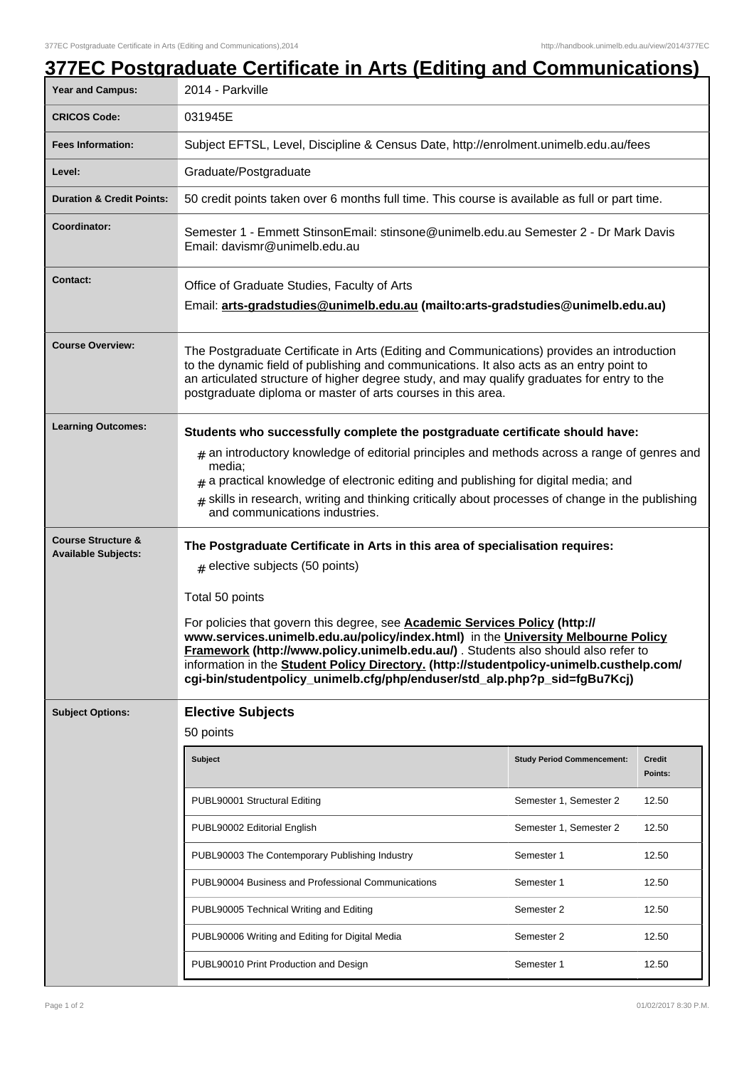# 377EC Postgraduate Certificate in Arts (Editing and Communications)

| | |
|---|---|
| **Year and Campus:** | 2014 - Parkville |
| **CRICOS Code:** | 031945E |
| **Fees Information:** | Subject EFTSL, Level, Discipline & Census Date, http://enrolment.unimelb.edu.au/fees |
| **Level:** | Graduate/Postgraduate |
| **Duration & Credit Points:** | 50 credit points taken over 6 months full time. This course is available as full or part time. |
| **Coordinator:** | Semester 1 - Emmett StinsonEmail: stinsone@unimelb.edu.au Semester 2 - Dr Mark Davis Email: davismr@unimelb.edu.au |
| **Contact:** | Office of Graduate Studies, Faculty of Arts<br>Email: **arts-gradstudies@unimelb.edu.au (mailto:arts-gradstudies@unimelb.edu.au)** |
| **Course Overview:** | The Postgraduate Certificate in Arts (Editing and Communications) provides an introduction to the dynamic field of publishing and communications. It also acts as an entry point to an articulated structure of higher degree study, and may qualify graduates for entry to the postgraduate diploma or master of arts courses in this area. |
| **Learning Outcomes:** | **Students who successfully complete the postgraduate certificate should have:**<br># an introductory knowledge of editorial principles and methods across a range of genres and media;<br># a practical knowledge of electronic editing and publishing for digital media; and<br># skills in research, writing and thinking critically about processes of change in the publishing and communications industries. |
| **Course Structure & Available Subjects:** | **The Postgraduate Certificate in Arts in this area of specialisation requires:**<br># elective subjects (50 points)<br>Total 50 points<br>For policies that govern this degree, see **Academic Services Policy (http://www.services.unimelb.edu.au/policy/index.html)** in the **University Melbourne Policy Framework (http://www.policy.unimelb.edu.au/)** . Students also should also refer to information in the **Student Policy Directory. (http://studentpolicy-unimelb.custhelp.com/cgi-bin/studentpolicy_unimelb.cfg/php/enduser/std_alp.php?p_sid=fgBu7Kcj)** |
| **Subject Options:** | **Elective Subjects**<br>50 points |

| Subject | Study Period Commencement: | Credit Points: |
|---|---|---|
| PUBL90001 Structural Editing | Semester 1, Semester 2 | 12.50 |
| PUBL90002 Editorial English | Semester 1, Semester 2 | 12.50 |
| PUBL90003 The Contemporary Publishing Industry | Semester 1 | 12.50 |
| PUBL90004 Business and Professional Communications | Semester 1 | 12.50 |
| PUBL90005 Technical Writing and Editing | Semester 2 | 12.50 |
| PUBL90006 Writing and Editing for Digital Media | Semester 2 | 12.50 |
| PUBL90010 Print Production and Design | Semester 1 | 12.50 |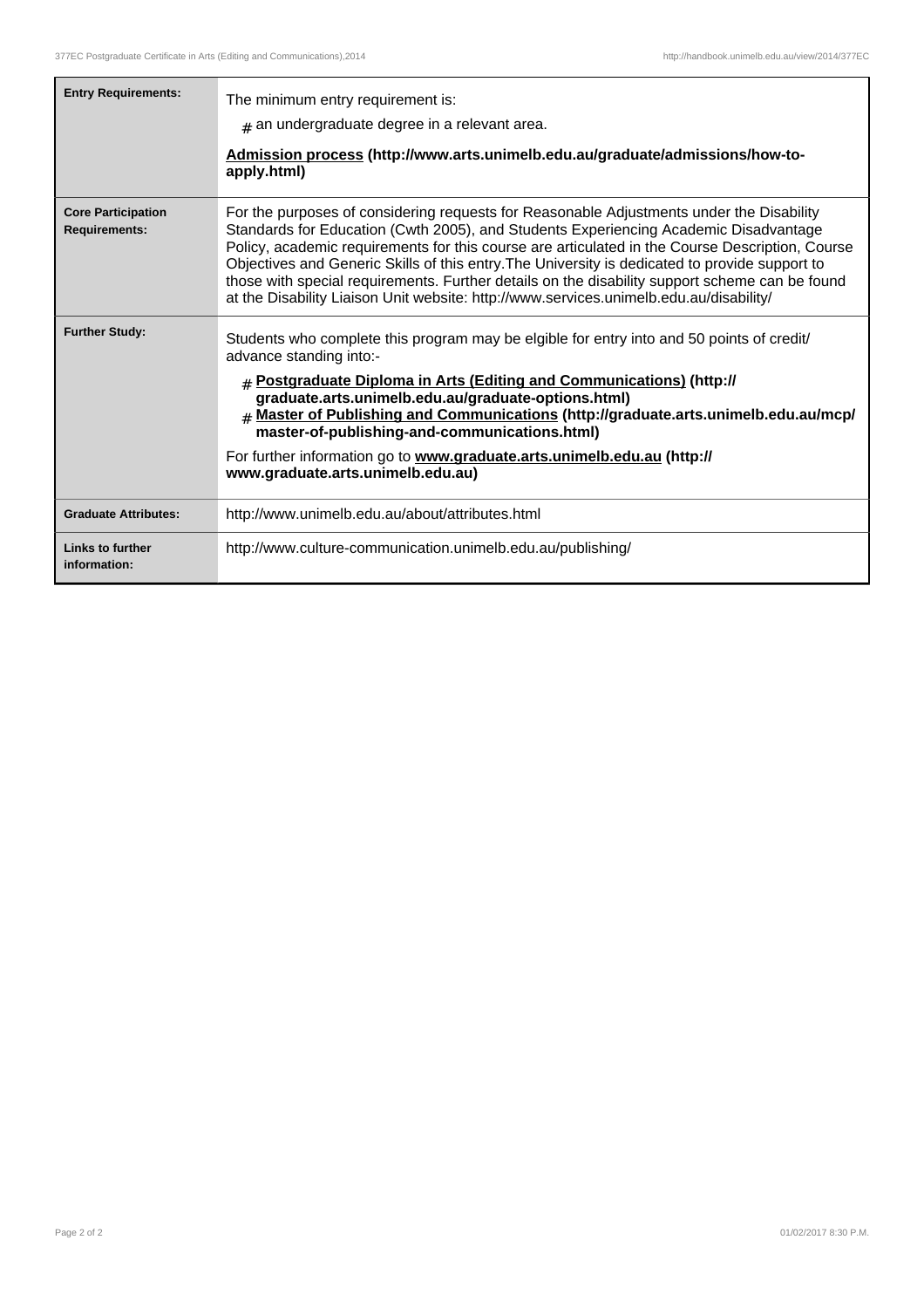| | |
|---|---|
| **Entry Requirements:** | The minimum entry requirement is:<br># an undergraduate degree in a relevant area.<br>**Admission process (http://www.arts.unimelb.edu.au/graduate/admissions/how-to-apply.html)** |
| **Core Participation Requirements:** | For the purposes of considering requests for Reasonable Adjustments under the Disability Standards for Education (Cwth 2005), and Students Experiencing Academic Disadvantage Policy, academic requirements for this course are articulated in the Course Description, Course Objectives and Generic Skills of this entry.The University is dedicated to provide support to those with special requirements. Further details on the disability support scheme can be found at the Disability Liaison Unit website: http://www.services.unimelb.edu.au/disability/ |
| **Further Study:** | Students who complete this program may be elgible for entry into and 50 points of credit/ advance standing into:-<br># **Postgraduate Diploma in Arts (Editing and Communications) (http://graduate.arts.unimelb.edu.au/graduate-options.html)**<br># **Master of Publishing and Communications (http://graduate.arts.unimelb.edu.au/mcp/master-of-publishing-and-communications.html)**<br>For further information go to **www.graduate.arts.unimelb.edu.au (http://www.graduate.arts.unimelb.edu.au)** |
| **Graduate Attributes:** | http://www.unimelb.edu.au/about/attributes.html |
| **Links to further information:** | http://www.culture-communication.unimelb.edu.au/publishing/ |